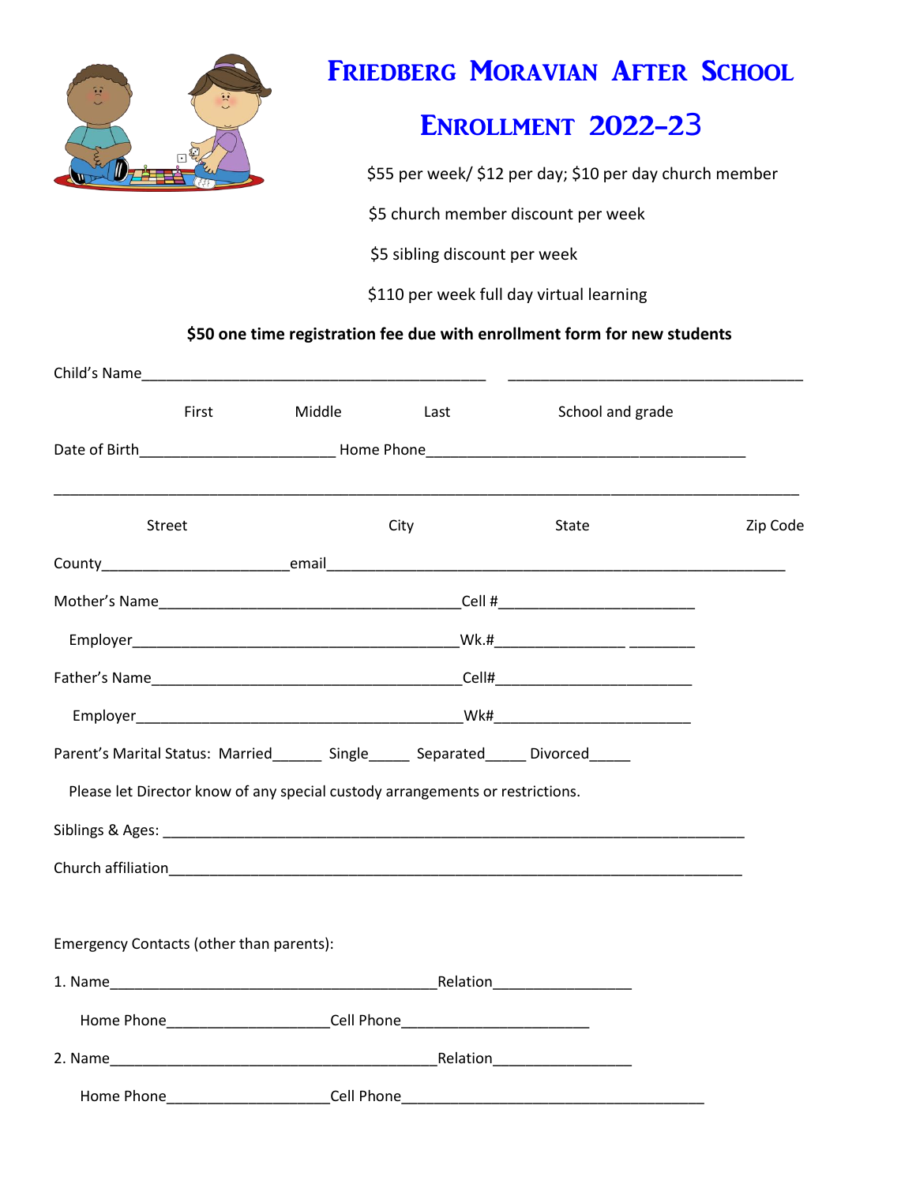# Friedberg Moravian After School Enrollment 2022-23

$55 per week/ $12 per day; $10 per day church member

$5 church member discount per week

$5 sibling discount per week

$110 per week full day virtual learning

**$50 one time registration fee due with enrollment form for new students**

Child's Name_____________________________________________ ______________________________________

First Middle Last School and grade

Date of Birth_________________________ Home Phone_________________________________________

_____________________________________________________________________________________________

Street City State Zip Code

County_______________________email____________________________________________________________

Mother's Name______________________________________Cell #_________________________

Employer__________________________________________Wk.#________________ _________

Father's Name______________________________________Cell#_________________________

Employer__________________________________________Wk#_________________________

Parent's Marital Status: Married______ Single_____ Separated_____ Divorced_____

Please let Director know of any special custody arrangements or restrictions.

Siblings & Ages: ____________________________________________________________________________

Church affiliation____________________________________________________________________________

Emergency Contacts (other than parents):

1. Name__________________________________________Relation_________________

Home Phone____________________Cell Phone_______________________

2. Name__________________________________________Relation_________________

Home Phone____________________Cell Phone______________________________________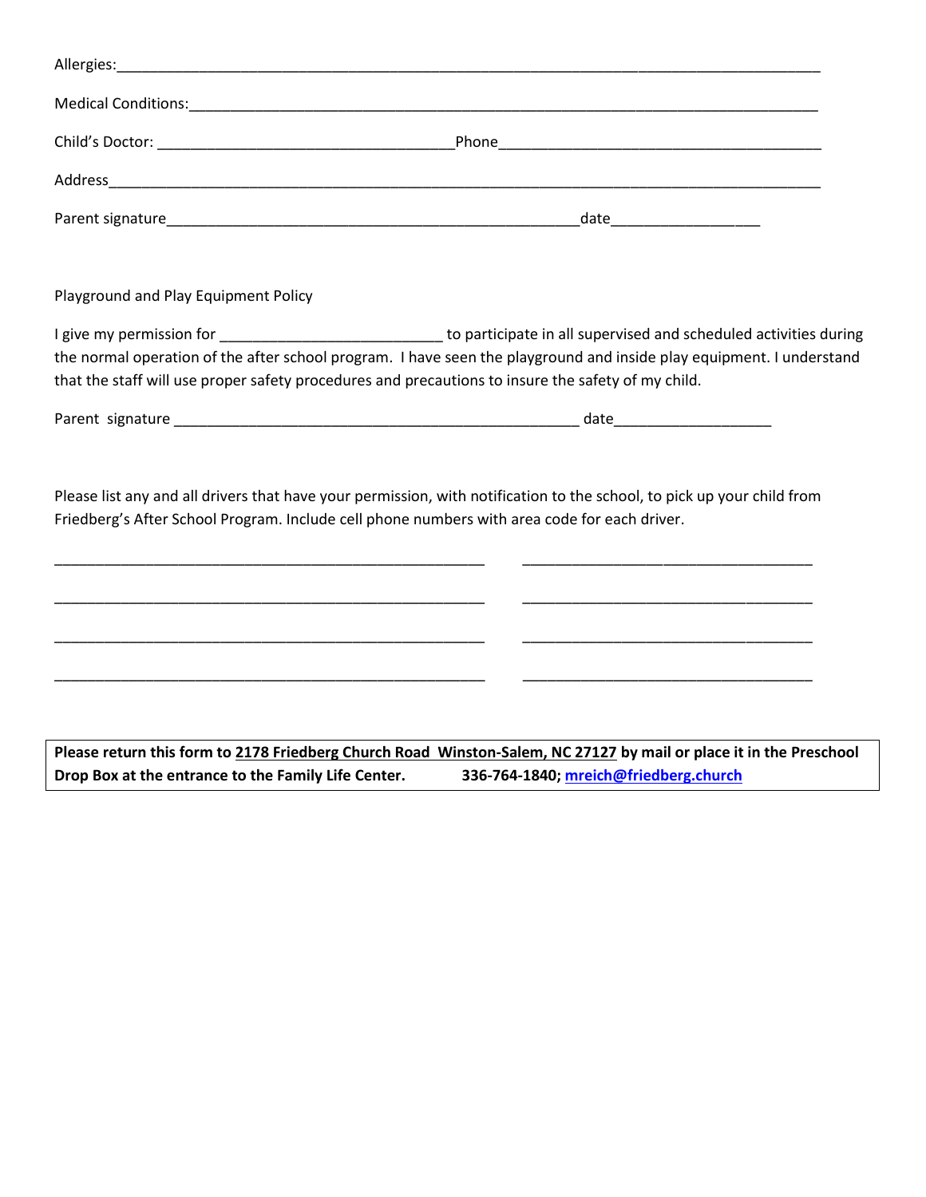Allergies:_______________________________________________________________________________

Medical Conditions:_________________________________________________________________________

Child's Doctor: ___________________________________Phone______________________________________

Address__________________________________________________________________________________

Parent signature________________________________________________date_________________

Playground and Play Equipment Policy

I give my permission for __________________________ to participate in all supervised and scheduled activities during the normal operation of the after school program. I have seen the playground and inside play equipment. I understand that the staff will use proper safety procedures and precautions to insure the safety of my child.

Parent signature _______________________________________________ date__________________

Please list any and all drivers that have your permission, with notification to the school, to pick up your child from Friedberg's After School Program. Include cell phone numbers with area code for each driver.

___________________________________________________ ___________________________________

___________________________________________________ ___________________________________

___________________________________________________ ___________________________________

___________________________________________________ ___________________________________

**Please return this form to 2178 Friedberg Church Road Winston-Salem, NC 27127 by mail or place it in the Preschool Drop Box at the entrance to the Family Life Center. 336-764-1840; mreich@friedberg.church**